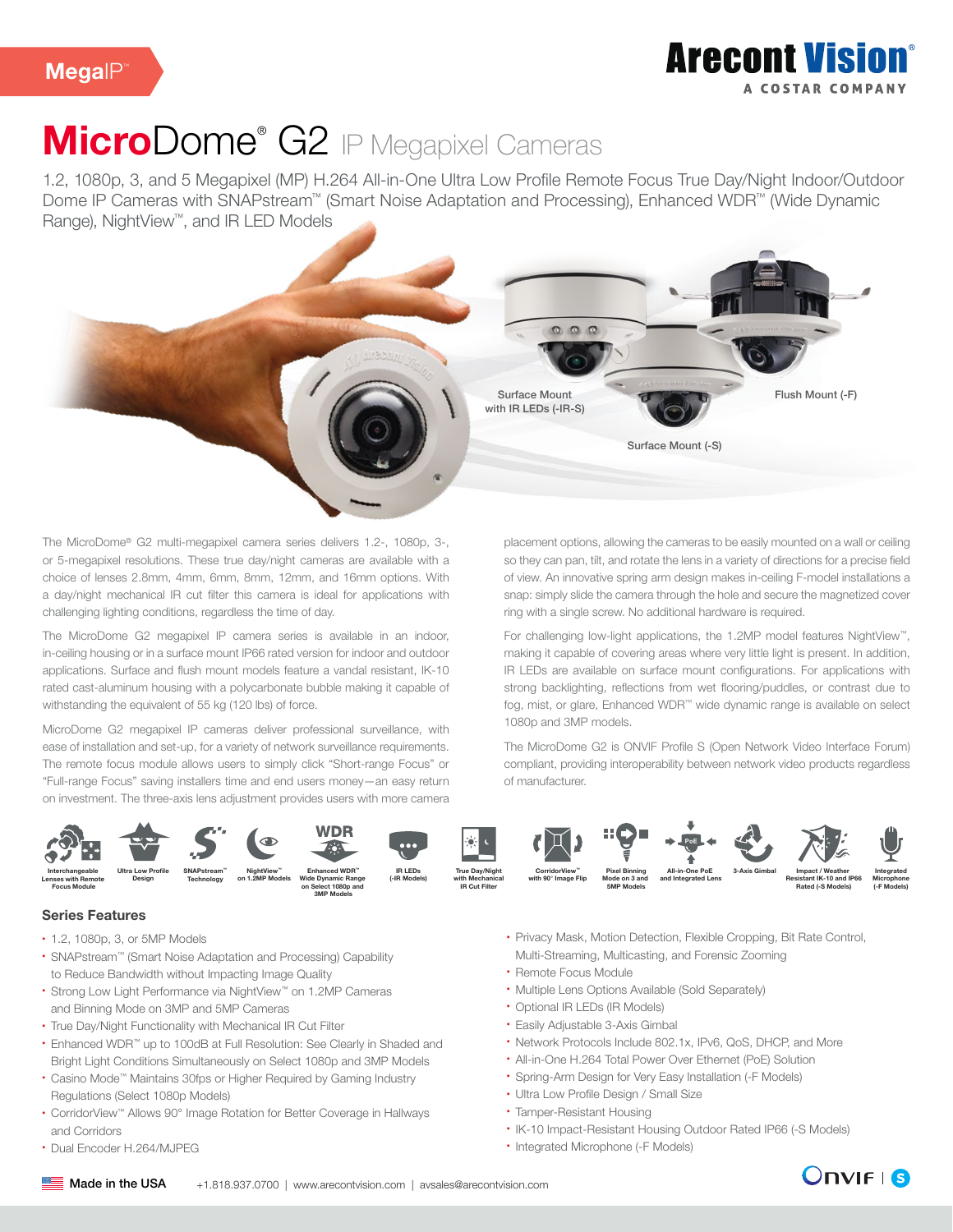MegaIP™

Arecont Vision®
A COSTAR COMPANY

# MicroDome® G2 IP Megapixel Cameras

1.2, 1080p, 3, and 5 Megapixel (MP) H.264 All-in-One Ultra Low Profile Remote Focus True Day/Night Indoor/Outdoor Dome IP Cameras with SNAPstream™ (Smart Noise Adaptation and Processing), Enhanced WDR™ (Wide Dynamic Range), NightView™, and IR LED Models

Surface Mount with IR LEDs (-IR-S)

Surface Mount (-S)

Flush Mount (-F)

The MicroDome® G2 multi-megapixel camera series delivers 1.2-, 1080p, 3-, or 5-megapixel resolutions. These true day/night cameras are available with a choice of lenses 2.8mm, 4mm, 6mm, 8mm, 12mm, and 16mm options. With a day/night mechanical IR cut filter this camera is ideal for applications with challenging lighting conditions, regardless the time of day.

The MicroDome G2 megapixel IP camera series is available in an indoor, in-ceiling housing or in a surface mount IP66 rated version for indoor and outdoor applications. Surface and flush mount models feature a vandal resistant, IK-10 rated cast-aluminum housing with a polycarbonate bubble making it capable of withstanding the equivalent of 55 kg (120 lbs) of force.

MicroDome G2 megapixel IP cameras deliver professional surveillance, with ease of installation and set-up, for a variety of network surveillance requirements. The remote focus module allows users to simply click "Short-range Focus" or "Full-range Focus" saving installers time and end users money—an easy return on investment. The three-axis lens adjustment provides users with more camera placement options, allowing the cameras to be easily mounted on a wall or ceiling so they can pan, tilt, and rotate the lens in a variety of directions for a precise field of view. An innovative spring arm design makes in-ceiling F-model installations a snap: simply slide the camera through the hole and secure the magnetized cover ring with a single screw. No additional hardware is required.

For challenging low-light applications, the 1.2MP model features NightView™, making it capable of covering areas where very little light is present. In addition, IR LEDs are available on surface mount configurations. For applications with strong backlighting, reflections from wet flooring/puddles, or contrast due to fog, mist, or glare, Enhanced WDR™ wide dynamic range is available on select 1080p and 3MP models.

The MicroDome G2 is ONVIF Profile S (Open Network Video Interface Forum) compliant, providing interoperability between network video products regardless of manufacturer.

Interchangeable Lenses with Remote Focus Module | Ultra Low Profile Design | SNAPstream™ Technology | NightView™ on 1.2MP Models | Enhanced WDR™ Wide Dynamic Range on Select 1080p and 3MP Models | IR LEDs (-IR Models) | True Day/Night with Mechanical IR Cut Filter | CorridorView™ with 90° Image Flip | Pixel Binning Mode on 3 and 5MP Models | All-in-One PoE and Integrated Lens | 3-Axis Gimbal | Impact / Weather Resistant IK-10 and IP66 Rated (-S Models) | Integrated Microphone (-F Models)

## Series Features

- 1.2, 1080p, 3, or 5MP Models
- SNAPstream™ (Smart Noise Adaptation and Processing) Capability to Reduce Bandwidth without Impacting Image Quality
- Strong Low Light Performance via NightView™ on 1.2MP Cameras and Binning Mode on 3MP and 5MP Cameras
- True Day/Night Functionality with Mechanical IR Cut Filter
- Enhanced WDR™ up to 100dB at Full Resolution: See Clearly in Shaded and Bright Light Conditions Simultaneously on Select 1080p and 3MP Models
- Casino Mode™ Maintains 30fps or Higher Required by Gaming Industry Regulations (Select 1080p Models)
- CorridorView™ Allows 90° Image Rotation for Better Coverage in Hallways and Corridors
- Dual Encoder H.264/MJPEG
- Privacy Mask, Motion Detection, Flexible Cropping, Bit Rate Control, Multi-Streaming, Multicasting, and Forensic Zooming
- Remote Focus Module
- Multiple Lens Options Available (Sold Separately)
- Optional IR LEDs (IR Models)
- Easily Adjustable 3-Axis Gimbal
- Network Protocols Include 802.1x, IPv6, QoS, DHCP, and More
- All-in-One H.264 Total Power Over Ethernet (PoE) Solution
- Spring-Arm Design for Very Easy Installation (-F Models)
- Ultra Low Profile Design / Small Size
- Tamper-Resistant Housing
- IK-10 Impact-Resistant Housing Outdoor Rated IP66 (-S Models)
- Integrated Microphone (-F Models)

Made in the USA   +1.818.937.0700 | www.arecontvision.com | avsales@arecontvision.com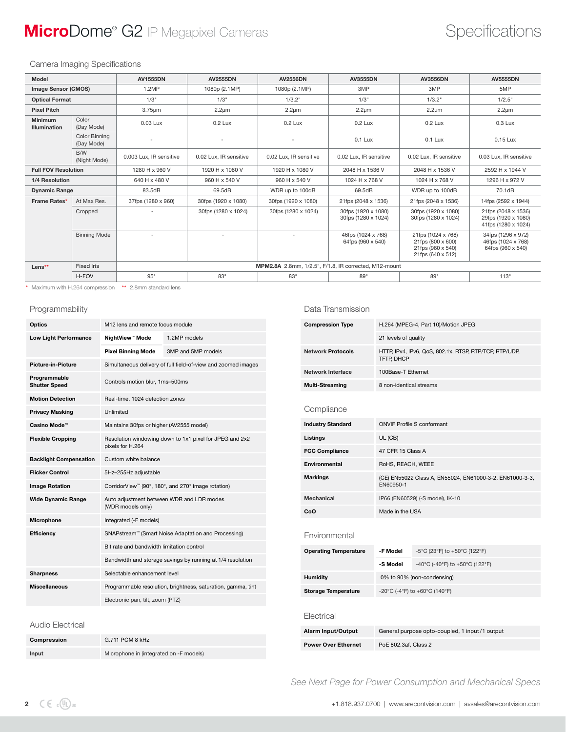# **Micro**Dome® G2 IP Megapixel Cameras

# Specifications

## Camera Imaging Specifications

| Model | | AV1555DN | AV2555DN | AV2556DN | AV3555DN | AV3556DN | AV5555DN |
|---|---|---|---|---|---|---|---|
| **Image Sensor (CMOS)** | | 1.2MP | 1080p (2.1MP) | 1080p (2.1MP) | 3MP | 3MP | 5MP |
| **Optical Format** | | 1/3" | 1/3" | 1/3.2" | 1/3" | 1/3.2" | 1/2.5" |
| **Pixel Pitch** | | 3.75µm | 2.2µm | 2.2µm | 2.2µm | 2.2µm | 2.2µm |
| **Minimum Illumination** | Color (Day Mode) | 0.03 Lux | 0.2 Lux | 0.2 Lux | 0.2 Lux | 0.2 Lux | 0.3 Lux |
| | Color Binning (Day Mode) | - | - | - | 0.1 Lux | 0.1 Lux | 0.15 Lux |
| | B/W (Night Mode) | 0.003 Lux, IR sensitive | 0.02 Lux, IR sensitive | 0.02 Lux, IR sensitive | 0.02 Lux, IR sensitive | 0.02 Lux, IR sensitive | 0.03 Lux, IR sensitive |
| **Full FOV Resolution** | | 1280 H x 960 V | 1920 H x 1080 V | 1920 H x 1080 V | 2048 H x 1536 V | 2048 H x 1536 V | 2592 H x 1944 V |
| **1/4 Resolution** | | 640 H x 480 V | 960 H x 540 V | 960 H x 540 V | 1024 H x 768 V | 1024 H x 768 V | 1296 H x 972 V |
| **Dynamic Range** | | 83.5dB | 69.5dB | WDR up to 100dB | 69.5dB | WDR up to 100dB | 70.1dB |
| **Frame Rates*** | At Max Res. | 37fps (1280 x 960) | 30fps (1920 x 1080) | 30fps (1920 x 1080) | 21fps (2048 x 1536) | 21fps (2048 x 1536) | 14fps (2592 x 1944) |
| | Cropped | - | 30fps (1280 x 1024) | 30fps (1280 x 1024) | 30fps (1920 x 1080) 30fps (1280 x 1024) | 30fps (1920 x 1080) 30fps (1280 x 1024) | 21fps (2048 x 1536) 29fps (1920 x 1080) 41fps (1280 x 1024) |
| | Binning Mode | - | - | - | 46fps (1024 x 768) 64fps (960 x 540) | 21fps (1024 x 768) 21fps (800 x 600) 21fps (960 x 540) 21fps (640 x 512) | 34fps (1296 x 972) 46fps (1024 x 768) 64fps (960 x 540) |
| **Lens**** | Fixed Iris | **MPM2.8A** 2.8mm, 1/2.5", F/1.8, IR corrected, M12-mount | | | | | |
| | H-FOV | 95° | 83° | 83° | 89° | 89° | 113° |

\* Maximum with H.264 compression  ** 2.8mm standard lens

## Programmability

| | | |
|---|---|---|
| **Optics** | M12 lens and remote focus module | |
| **Low Light Performance** | **NightView™ Mode** | 1.2MP models |
| | **Pixel Binning Mode** | 3MP and 5MP models |
| **Picture-in-Picture** | Simultaneous delivery of full field-of-view and zoomed images | |
| **Programmable Shutter Speed** | Controls motion blur, 1ms–500ms | |
| **Motion Detection** | Real-time, 1024 detection zones | |
| **Privacy Masking** | Unlimited | |
| **Casino Mode™** | Maintains 30fps or higher (AV2555 model) | |
| **Flexible Cropping** | Resolution windowing down to 1x1 pixel for JPEG and 2x2 pixels for H.264 | |
| **Backlight Compensation** | Custom white balance | |
| **Flicker Control** | 5Hz–255Hz adjustable | |
| **Image Rotation** | CorridorView™ (90°, 180°, and 270° image rotation) | |
| **Wide Dynamic Range** | Auto adjustment between WDR and LDR modes (WDR models only) | |
| **Microphone** | Integrated (-F models) | |
| **Efficiency** | SNAPstream™ (Smart Noise Adaptation and Processing) | |
| | Bit rate and bandwidth limitation control | |
| | Bandwidth and storage savings by running at 1/4 resolution | |
| **Sharpness** | Selectable enhancement level | |
| **Miscellaneous** | Programmable resolution, brightness, saturation, gamma, tint | |
| | Electronic pan, tilt, zoom (PTZ) | |

## Audio Electrical

| | |
|---|---|
| **Compression** | G.711 PCM 8 kHz |
| **Input** | Microphone in (integrated on -F models) |

## Data Transmission

| | |
|---|---|
| **Compression Type** | H.264 (MPEG-4, Part 10)/Motion JPEG |
| | 21 levels of quality |
| **Network Protocols** | HTTP, IPv4, IPv6, QoS, 802.1x, RTSP, RTP/TCP, RTP/UDP, TFTP, DHCP |
| **Network Interface** | 100Base-T Ethernet |
| **Multi-Streaming** | 8 non-identical streams |

## Compliance

| | |
|---|---|
| **Industry Standard** | ONVIF Profile S conformant |
| **Listings** | UL (CB) |
| **FCC Compliance** | 47 CFR 15 Class A |
| **Environmental** | RoHS, REACH, WEEE |
| **Markings** | (CE) EN55022 Class A, EN55024, EN61000-3-2, EN61000-3-3, EN60950-1 |
| **Mechanical** | IP66 (EN60529) (-S model), IK-10 |
| **CoO** | Made in the USA |

## Environmental

| | | |
|---|---|---|
| **Operating Temperature** | **-F Model** | -5°C (23°F) to +50°C (122°F) |
| | **-S Model** | -40°C (-40°F) to +50°C (122°F) |
| **Humidity** | 0% to 90% (non-condensing) | |
| **Storage Temperature** | -20°C (-4°F) to +60°C (140°F) | |

## Electrical

| | |
|---|---|
| **Alarm Input/Output** | General purpose opto-coupled, 1 input/1 output |
| **Power Over Ethernet** | PoE 802.3af, Class 2 |

*See Next Page for Power Consumption and Mechanical Specs*

+1.818.937.0700 | www.arecontvision.com | avsales@arecontvision.com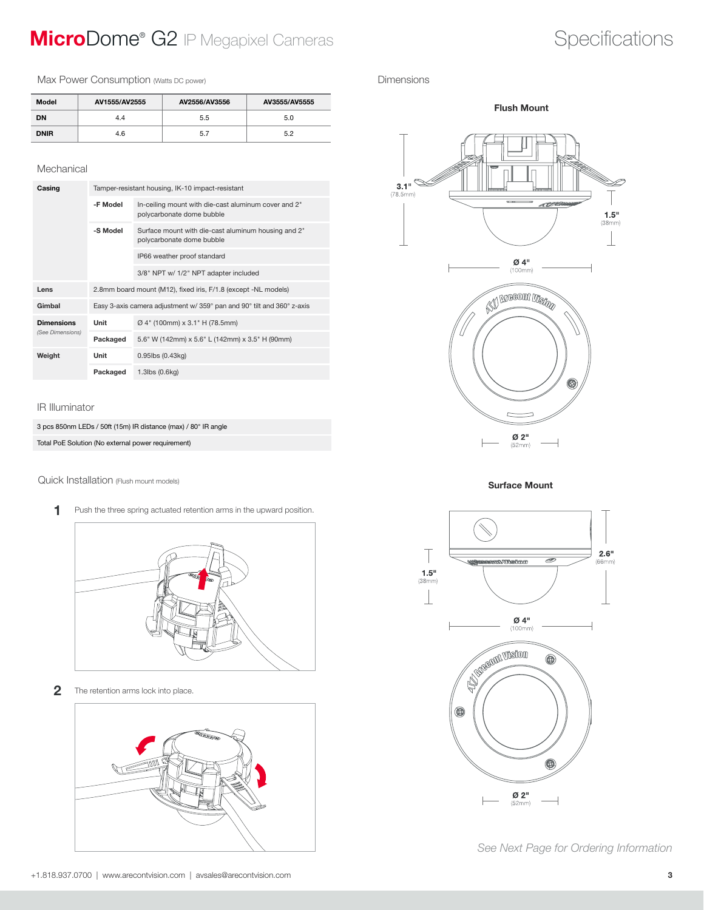# MicroDome® G2 IP Megapixel Cameras

## Specifications

### Max Power Consumption (Watts DC power)

| Model | AV1555/AV2555 | AV2556/AV3556 | AV3555/AV5555 |
|---|---|---|---|
| DN | 4.4 | 5.5 | 5.0 |
| DNIR | 4.6 | 5.7 | 5.2 |

### Mechanical

| | | |
|---|---|---|
| **Casing** | Tamper-resistant housing, IK-10 impact-resistant | |
| | **-F Model** | In-ceiling mount with die-cast aluminum cover and 2" polycarbonate dome bubble |
| | **-S Model** | Surface mount with die-cast aluminum housing and 2" polycarbonate dome bubble |
| | | IP66 weather proof standard |
| | | 3/8" NPT w/ 1/2" NPT adapter included |
| **Lens** | 2.8mm board mount (M12), fixed iris, F/1.8 (except -NL models) | |
| **Gimbal** | Easy 3-axis camera adjustment w/ 359° pan and 90° tilt and 360° z-axis | |
| **Dimensions** (See Dimensions) | **Unit** | Ø 4" (100mm) x 3.1" H (78.5mm) |
| | **Packaged** | 5.6" W (142mm) x 5.6" L (142mm) x 3.5" H (90mm) |
| **Weight** | **Unit** | 0.95lbs (0.43kg) |
| | **Packaged** | 1.3lbs (0.6kg) |

### IR Illuminator

| |
|---|
| 3 pcs 850nm LEDs / 50ft (15m) IR distance (max) / 80° IR angle |
| Total PoE Solution (No external power requirement) |

### Quick Installation (Flush mount models)

1. Push the three spring actuated retention arms in the upward position.

2. The retention arms lock into place.

### Dimensions

**Flush Mount**

3.1" (78.5mm)

1.5" (38mm)

Ø 4" (100mm)

Ø 2" (52mm)

**Surface Mount**

1.5" (38mm)

2.6" (66mm)

Ø 4" (100mm)

Ø 2" (52mm)

*See Next Page for Ordering Information*

+1.818.937.0700 | www.arecontvision.com | avsales@arecontvision.com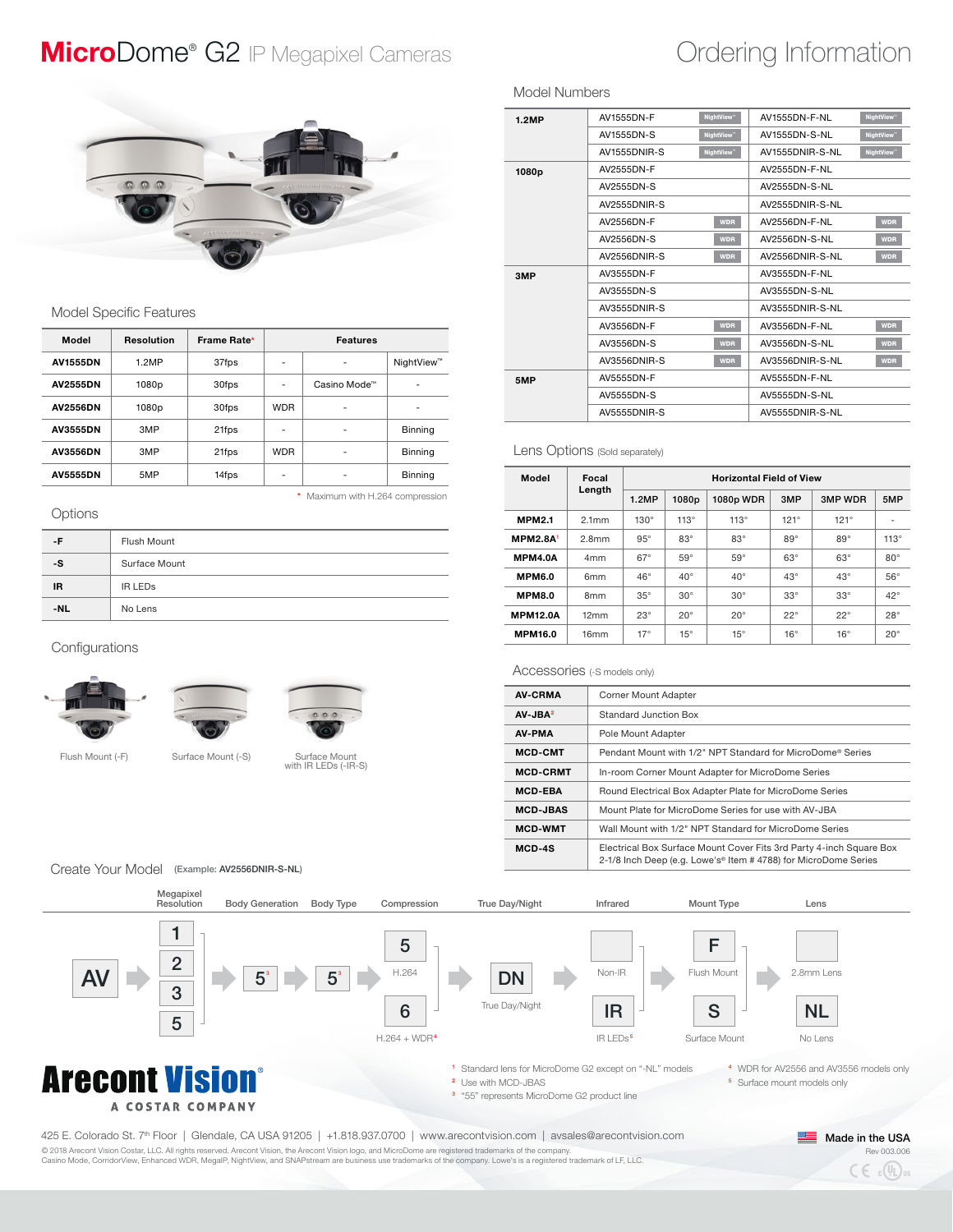# MicroDome® G2 IP Megapixel Cameras

# Ordering Information

## Model Specific Features

| Model | Resolution | Frame Rate* | Features | | |
|---|---|---|---|---|---|
| AV1555DN | 1.2MP | 37fps | - | - | NightView™ |
| AV2555DN | 1080p | 30fps | - | Casino Mode™ | - |
| AV2556DN | 1080p | 30fps | WDR | - | - |
| AV3555DN | 3MP | 21fps | - | - | Binning |
| AV3556DN | 3MP | 21fps | WDR | - | Binning |
| AV5555DN | 5MP | 14fps | - | - | Binning |

\* Maximum with H.264 compression

## Options

| | |
|---|---|
| -F | Flush Mount |
| -S | Surface Mount |
| IR | IR LEDs |
| -NL | No Lens |

## Configurations

Flush Mount (-F)

Surface Mount (-S)

Surface Mount with IR LEDs (-IR-S)

## Model Numbers

| | | | | |
|---|---|---|---|---|
| 1.2MP | AV1555DN-F | NightView™ | AV1555DN-F-NL | NightView™ |
| | AV1555DN-S | NightView™ | AV1555DN-S-NL | NightView™ |
| | AV1555DNIR-S | NightView™ | AV1555DNIR-S-NL | NightView™ |
| 1080p | AV2555DN-F | | AV2555DN-F-NL | |
| | AV2555DN-S | | AV2555DN-S-NL | |
| | AV2555DNIR-S | | AV2555DNIR-S-NL | |
| | AV2556DN-F | WDR | AV2556DN-F-NL | WDR |
| | AV2556DN-S | WDR | AV2556DN-S-NL | WDR |
| | AV2556DNIR-S | WDR | AV2556DNIR-S-NL | WDR |
| 3MP | AV3555DN-F | | AV3555DN-F-NL | |
| | AV3555DN-S | | AV3555DN-S-NL | |
| | AV3555DNIR-S | | AV3555DNIR-S-NL | |
| | AV3556DN-F | WDR | AV3556DN-F-NL | WDR |
| | AV3556DN-S | WDR | AV3556DN-S-NL | WDR |
| | AV3556DNIR-S | WDR | AV3556DNIR-S-NL | WDR |
| 5MP | AV5555DN-F | | AV5555DN-F-NL | |
| | AV5555DN-S | | AV5555DN-S-NL | |
| | AV5555DNIR-S | | AV5555DNIR-S-NL | |

## Lens Options (Sold separately)

| Model | Focal Length | Horizontal Field of View | | | | | |
|---|---|---|---|---|---|---|---|
| | | 1.2MP | 1080p | 1080p WDR | 3MP | 3MP WDR | 5MP |
| MPM2.1 | 2.1mm | 130° | 113° | 113° | 121° | 121° | - |
| MPM2.8A[1] | 2.8mm | 95° | 83° | 83° | 89° | 89° | 113° |
| MPM4.0A | 4mm | 67° | 59° | 59° | 63° | 63° | 80° |
| MPM6.0 | 6mm | 46° | 40° | 40° | 43° | 43° | 56° |
| MPM8.0 | 8mm | 35° | 30° | 30° | 33° | 33° | 42° |
| MPM12.0A | 12mm | 23° | 20° | 20° | 22° | 22° | 28° |
| MPM16.0 | 16mm | 17° | 15° | 15° | 16° | 16° | 20° |

## Accessories (-S models only)

| | |
|---|---|
| AV-CRMA | Corner Mount Adapter |
| AV-JBA[2] | Standard Junction Box |
| AV-PMA | Pole Mount Adapter |
| MCD-CMT | Pendant Mount with 1/2" NPT Standard for MicroDome® Series |
| MCD-CRMT | In-room Corner Mount Adapter for MicroDome Series |
| MCD-EBA | Round Electrical Box Adapter Plate for MicroDome Series |
| MCD-JBAS | Mount Plate for MicroDome Series for use with AV-JBA |
| MCD-WMT | Wall Mount with 1/2" NPT Standard for MicroDome Series |
| MCD-4S | Electrical Box Surface Mount Cover Fits 3rd Party 4-inch Square Box 2-1/8 Inch Deep (e.g. Lowe's® Item # 4788) for MicroDome Series |

## Create Your Model (Example: AV2556DNIR-S-NL)

| | Megapixel Resolution | Body Generation | Body Type | Compression | True Day/Night | Infrared | Mount Type | Lens |
|---|---|---|---|---|---|---|---|---|
| AV | 1, 2, 3, 5 | 5[3] | 5[3] | 5 (H.264) / 6 (H.264 + WDR[4]) | DN (True Day/Night) | (blank) Non-IR / IR (IR LEDs[5]) | F (Flush Mount) / S (Surface Mount) | (blank) 2.8mm Lens / NL (No Lens) |

[1] Standard lens for MicroDome G2 except on "-NL" models
[2] Use with MCD-JBAS
[3] "55" represents MicroDome G2 product line
[4] WDR for AV2556 and AV3556 models only
[5] Surface mount models only

Arecont Vision® A COSTAR COMPANY

425 E. Colorado St. 7th Floor | Glendale, CA USA 91205 | +1.818.937.0700 | www.arecontvision.com | avsales@arecontvision.com

© 2018 Arecont Vision Costar, LLC. All rights reserved. Arecont Vision, the Arecont Vision logo, and MicroDome are registered trademarks of the company.
Casino Mode, CorridorView, Enhanced WDR, MegalP, NightView, and SNAPstream are business use trademarks of the company. Lowe's is a registered trademark of LF, LLC.

Made in the USA

Rev 003.006